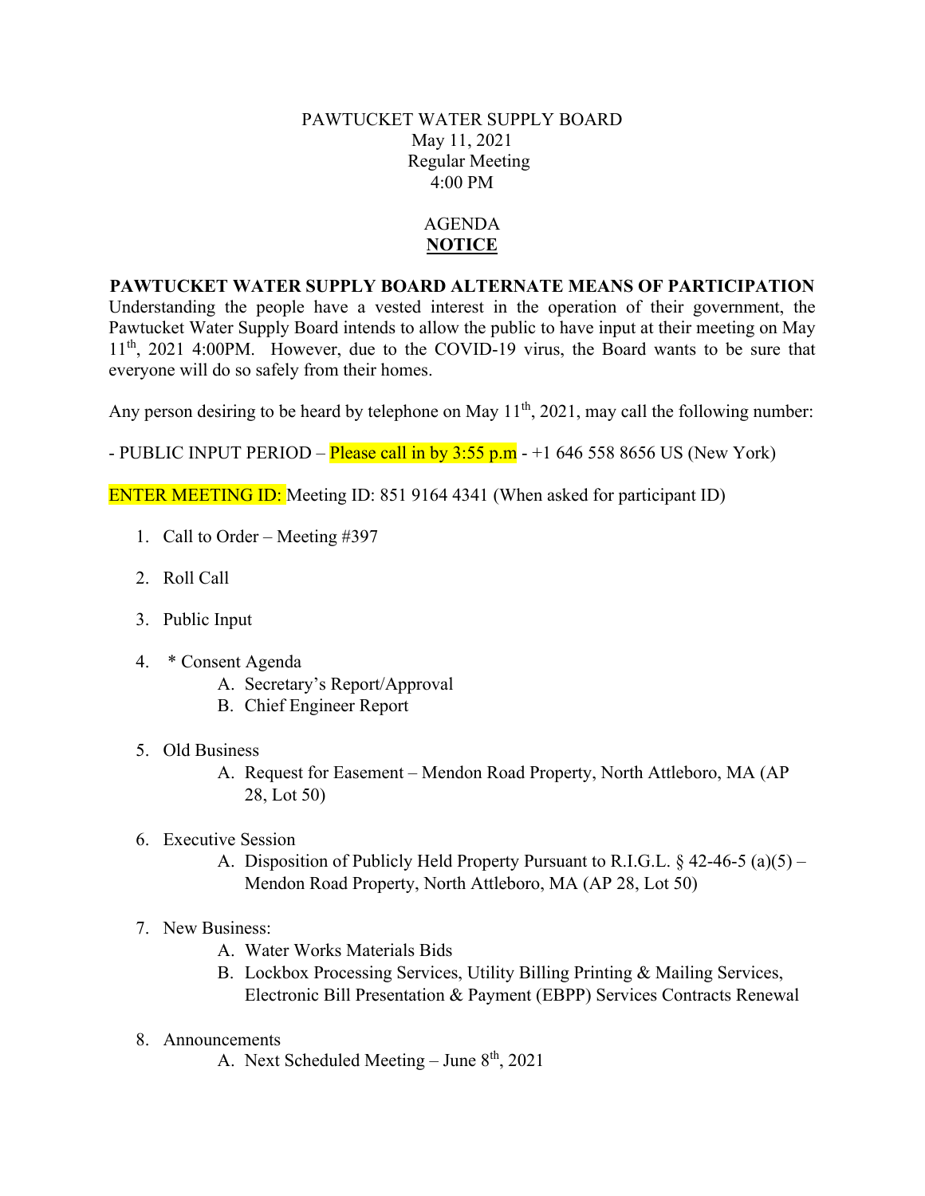PAWTUCKET WATER SUPPLY BOARD
May 11, 2021
Regular Meeting
4:00 PM

AGENDA
**NOTICE**

**PAWTUCKET WATER SUPPLY BOARD ALTERNATE MEANS OF PARTICIPATION**
Understanding the people have a vested interest in the operation of their government, the Pawtucket Water Supply Board intends to allow the public to have input at their meeting on May 11th, 2021 4:00PM. However, due to the COVID-19 virus, the Board wants to be sure that everyone will do so safely from their homes.

Any person desiring to be heard by telephone on May 11th, 2021, may call the following number:

- PUBLIC INPUT PERIOD – Please call in by 3:55 p.m - +1 646 558 8656 US (New York)

ENTER MEETING ID: Meeting ID: 851 9164 4341 (When asked for participant ID)

1. Call to Order – Meeting #397

2. Roll Call

3. Public Input

4. * Consent Agenda
   A. Secretary's Report/Approval
   B. Chief Engineer Report

5. Old Business
   A. Request for Easement – Mendon Road Property, North Attleboro, MA (AP 28, Lot 50)

6. Executive Session
   A. Disposition of Publicly Held Property Pursuant to R.I.G.L. § 42-46-5 (a)(5) – Mendon Road Property, North Attleboro, MA (AP 28, Lot 50)

7. New Business:
   A. Water Works Materials Bids
   B. Lockbox Processing Services, Utility Billing Printing & Mailing Services, Electronic Bill Presentation & Payment (EBPP) Services Contracts Renewal

8. Announcements
   A. Next Scheduled Meeting – June 8th, 2021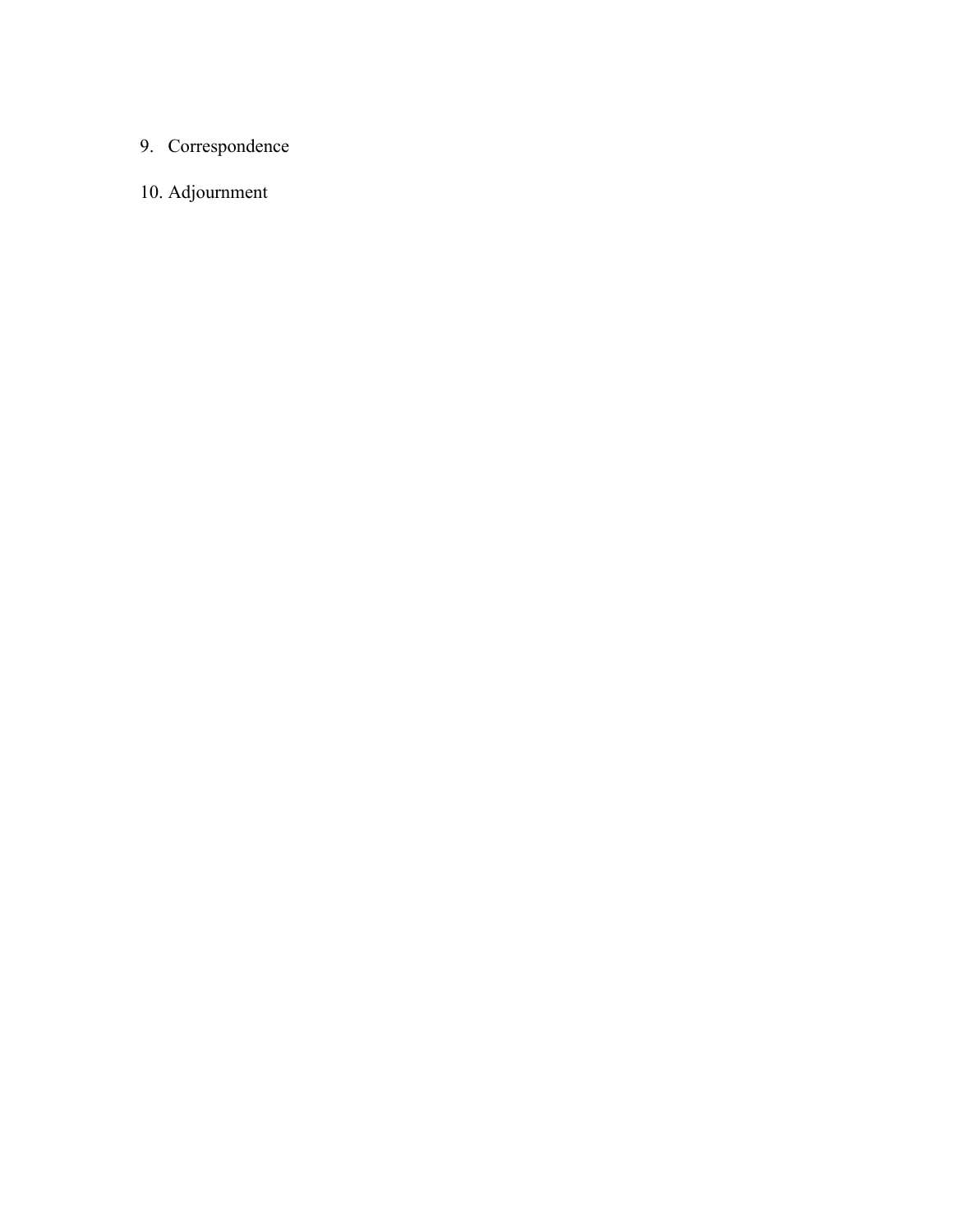9. Correspondence

10. Adjournment